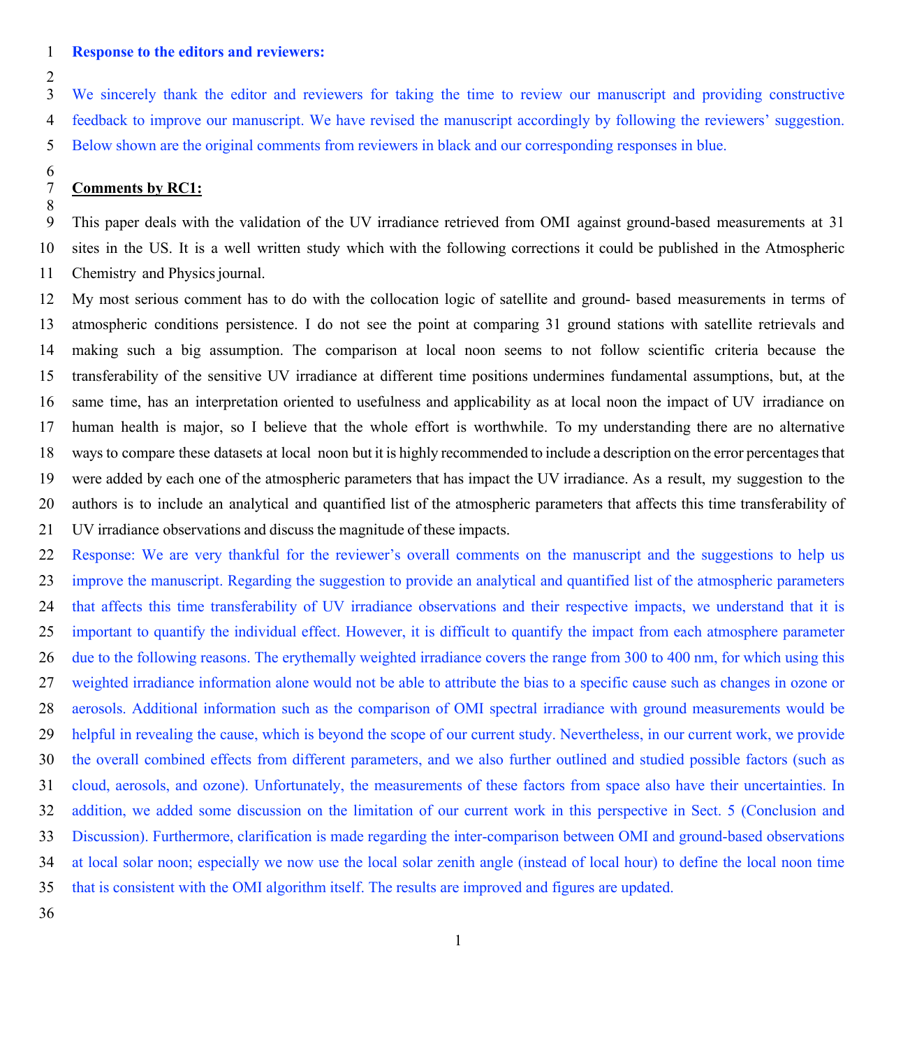**Response to the editors and reviewers:**

We sincerely thank the editor and reviewers for taking the time to review our manuscript and providing constructive feedback to improve our manuscript. We have revised the manuscript accordingly by following the reviewers' suggestion. Below shown are the original comments from reviewers in black and our corresponding responses in blue.

**Comments by RC1:**

This paper deals with the validation of the UV irradiance retrieved from OMI against ground-based measurements at 31 sites in the US. It is a well written study which with the following corrections it could be published in the Atmospheric Chemistry and Physics journal.

My most serious comment has to do with the collocation logic of satellite and ground- based measurements in terms of atmospheric conditions persistence. I do not see the point at comparing 31 ground stations with satellite retrievals and making such a big assumption. The comparison at local noon seems to not follow scientific criteria because the transferability of the sensitive UV irradiance at different time positions undermines fundamental assumptions, but, at the same time, has an interpretation oriented to usefulness and applicability as at local noon the impact of UV irradiance on human health is major, so I believe that the whole effort is worthwhile. To my understanding there are no alternative ways to compare these datasets at local noon but it is highly recommended to include a description on the error percentages that were added by each one of the atmospheric parameters that has impact the UV irradiance. As a result, my suggestion to the authors is to include an analytical and quantified list of the atmospheric parameters that affects this time transferability of UV irradiance observations and discuss the magnitude of these impacts.

Response: We are very thankful for the reviewer's overall comments on the manuscript and the suggestions to help us improve the manuscript. Regarding the suggestion to provide an analytical and quantified list of the atmospheric parameters that affects this time transferability of UV irradiance observations and their respective impacts, we understand that it is important to quantify the individual effect. However, it is difficult to quantify the impact from each atmosphere parameter due to the following reasons. The erythemally weighted irradiance covers the range from 300 to 400 nm, for which using this weighted irradiance information alone would not be able to attribute the bias to a specific cause such as changes in ozone or aerosols. Additional information such as the comparison of OMI spectral irradiance with ground measurements would be helpful in revealing the cause, which is beyond the scope of our current study. Nevertheless, in our current work, we provide the overall combined effects from different parameters, and we also further outlined and studied possible factors (such as cloud, aerosols, and ozone). Unfortunately, the measurements of these factors from space also have their uncertainties. In addition, we added some discussion on the limitation of our current work in this perspective in Sect. 5 (Conclusion and Discussion). Furthermore, clarification is made regarding the inter-comparison between OMI and ground-based observations at local solar noon; especially we now use the local solar zenith angle (instead of local hour) to define the local noon time that is consistent with the OMI algorithm itself. The results are improved and figures are updated.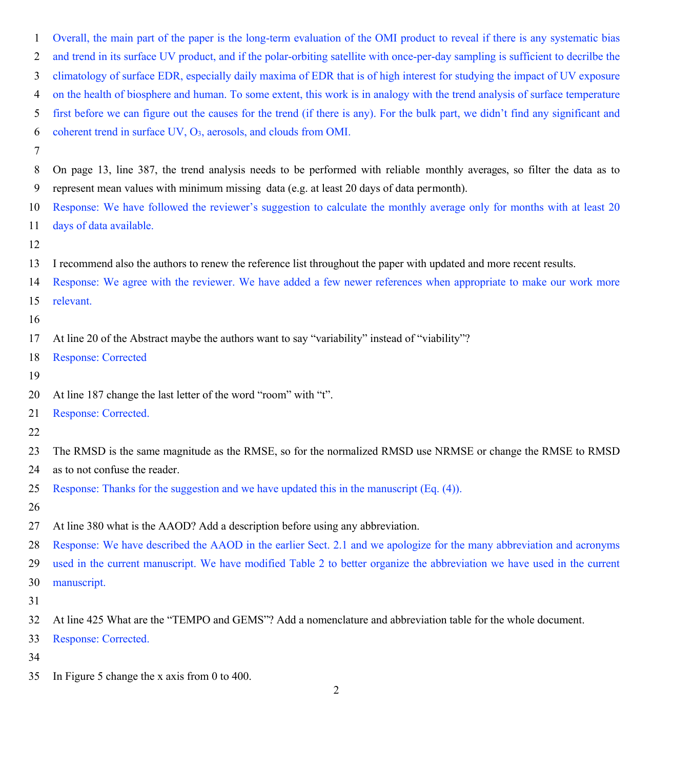Overall, the main part of the paper is the long-term evaluation of the OMI product to reveal if there is any systematic bias and trend in its surface UV product, and if the polar-orbiting satellite with once-per-day sampling is sufficient to decrilbe the climatology of surface EDR, especially daily maxima of EDR that is of high interest for studying the impact of UV exposure on the health of biosphere and human. To some extent, this work is in analogy with the trend analysis of surface temperature first before we can figure out the causes for the trend (if there is any). For the bulk part, we didn't find any significant and coherent trend in surface UV, $O_3$, aerosols, and clouds from OMI.

On page 13, line 387, the trend analysis needs to be performed with reliable monthly averages, so filter the data as to represent mean values with minimum missing data (e.g. at least 20 days of data permonth).

Response: We have followed the reviewer's suggestion to calculate the monthly average only for months with at least 20 days of data available.

I recommend also the authors to renew the reference list throughout the paper with updated and more recent results.

Response: We agree with the reviewer. We have added a few newer references when appropriate to make our work more relevant.

At line 20 of the Abstract maybe the authors want to say "variability" instead of "viability"?

Response: Corrected

At line 187 change the last letter of the word "room" with "t".

Response: Corrected.

The RMSD is the same magnitude as the RMSE, so for the normalized RMSD use NRMSE or change the RMSE to RMSD as to not confuse the reader.

Response: Thanks for the suggestion and we have updated this in the manuscript (Eq. (4)).

At line 380 what is the AAOD? Add a description before using any abbreviation.

Response: We have described the AAOD in the earlier Sect. 2.1 and we apologize for the many abbreviation and acronyms used in the current manuscript. We have modified Table 2 to better organize the abbreviation we have used in the current manuscript.

At line 425 What are the "TEMPO and GEMS"? Add a nomenclature and abbreviation table for the whole document.

Response: Corrected.

In Figure 5 change the x axis from 0 to 400.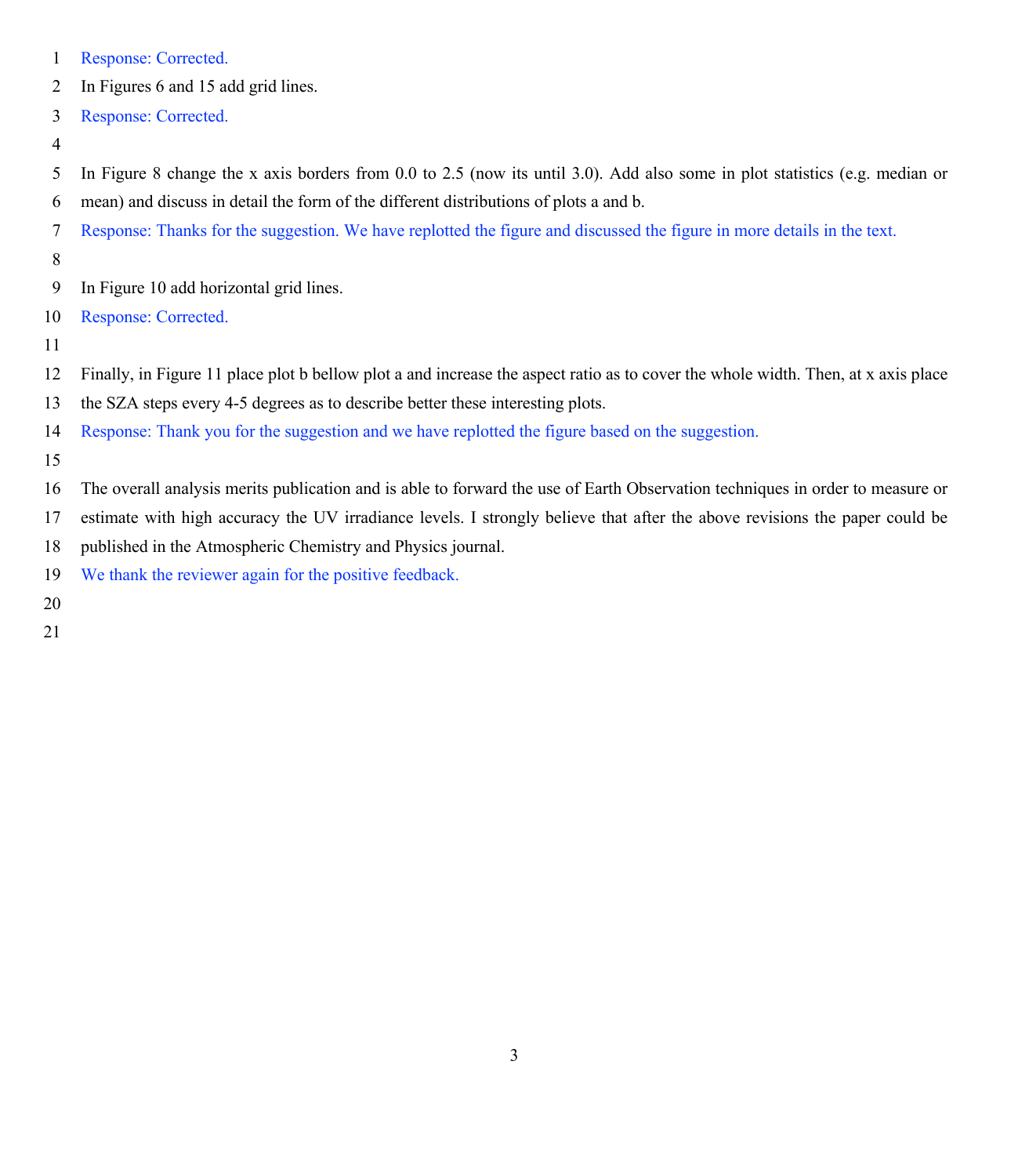Response: Corrected.

In Figures 6 and 15 add grid lines.

Response: Corrected.

In Figure 8 change the x axis borders from 0.0 to 2.5 (now its until 3.0). Add also some in plot statistics (e.g. median or mean) and discuss in detail the form of the different distributions of plots a and b.

Response: Thanks for the suggestion. We have replotted the figure and discussed the figure in more details in the text.

In Figure 10 add horizontal grid lines.

Response: Corrected.

Finally, in Figure 11 place plot b bellow plot a and increase the aspect ratio as to cover the whole width. Then, at x axis place the SZA steps every 4-5 degrees as to describe better these interesting plots.

Response: Thank you for the suggestion and we have replotted the figure based on the suggestion.

The overall analysis merits publication and is able to forward the use of Earth Observation techniques in order to measure or estimate with high accuracy the UV irradiance levels. I strongly believe that after the above revisions the paper could be published in the Atmospheric Chemistry and Physics journal.

We thank the reviewer again for the positive feedback.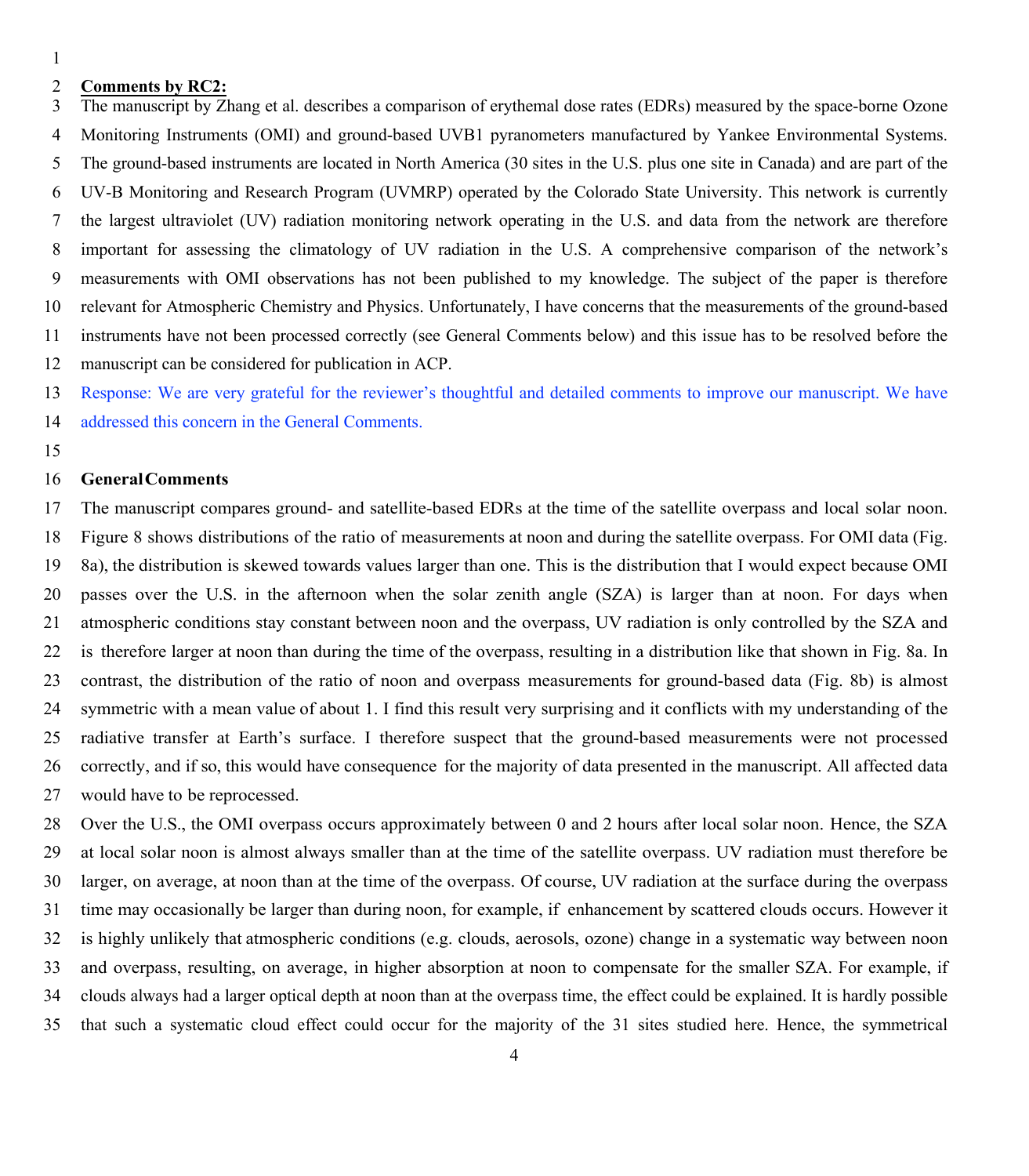**Comments by RC2:**

The manuscript by Zhang et al. describes a comparison of erythemal dose rates (EDRs) measured by the space-borne Ozone Monitoring Instruments (OMI) and ground-based UVB1 pyranometers manufactured by Yankee Environmental Systems. The ground-based instruments are located in North America (30 sites in the U.S. plus one site in Canada) and are part of the UV-B Monitoring and Research Program (UVMRP) operated by the Colorado State University. This network is currently the largest ultraviolet (UV) radiation monitoring network operating in the U.S. and data from the network are therefore important for assessing the climatology of UV radiation in the U.S. A comprehensive comparison of the network's measurements with OMI observations has not been published to my knowledge. The subject of the paper is therefore relevant for Atmospheric Chemistry and Physics. Unfortunately, I have concerns that the measurements of the ground-based instruments have not been processed correctly (see General Comments below) and this issue has to be resolved before the manuscript can be considered for publication in ACP.

Response: We are very grateful for the reviewer's thoughtful and detailed comments to improve our manuscript. We have addressed this concern in the General Comments.

**General Comments**

The manuscript compares ground- and satellite-based EDRs at the time of the satellite overpass and local solar noon. Figure 8 shows distributions of the ratio of measurements at noon and during the satellite overpass. For OMI data (Fig. 8a), the distribution is skewed towards values larger than one. This is the distribution that I would expect because OMI passes over the U.S. in the afternoon when the solar zenith angle (SZA) is larger than at noon. For days when atmospheric conditions stay constant between noon and the overpass, UV radiation is only controlled by the SZA and is therefore larger at noon than during the time of the overpass, resulting in a distribution like that shown in Fig. 8a. In contrast, the distribution of the ratio of noon and overpass measurements for ground-based data (Fig. 8b) is almost symmetric with a mean value of about 1. I find this result very surprising and it conflicts with my understanding of the radiative transfer at Earth's surface. I therefore suspect that the ground-based measurements were not processed correctly, and if so, this would have consequence for the majority of data presented in the manuscript. All affected data would have to be reprocessed.

Over the U.S., the OMI overpass occurs approximately between 0 and 2 hours after local solar noon. Hence, the SZA at local solar noon is almost always smaller than at the time of the satellite overpass. UV radiation must therefore be larger, on average, at noon than at the time of the overpass. Of course, UV radiation at the surface during the overpass time may occasionally be larger than during noon, for example, if enhancement by scattered clouds occurs. However it is highly unlikely that atmospheric conditions (e.g. clouds, aerosols, ozone) change in a systematic way between noon and overpass, resulting, on average, in higher absorption at noon to compensate for the smaller SZA. For example, if clouds always had a larger optical depth at noon than at the overpass time, the effect could be explained. It is hardly possible that such a systematic cloud effect could occur for the majority of the 31 sites studied here. Hence, the symmetrical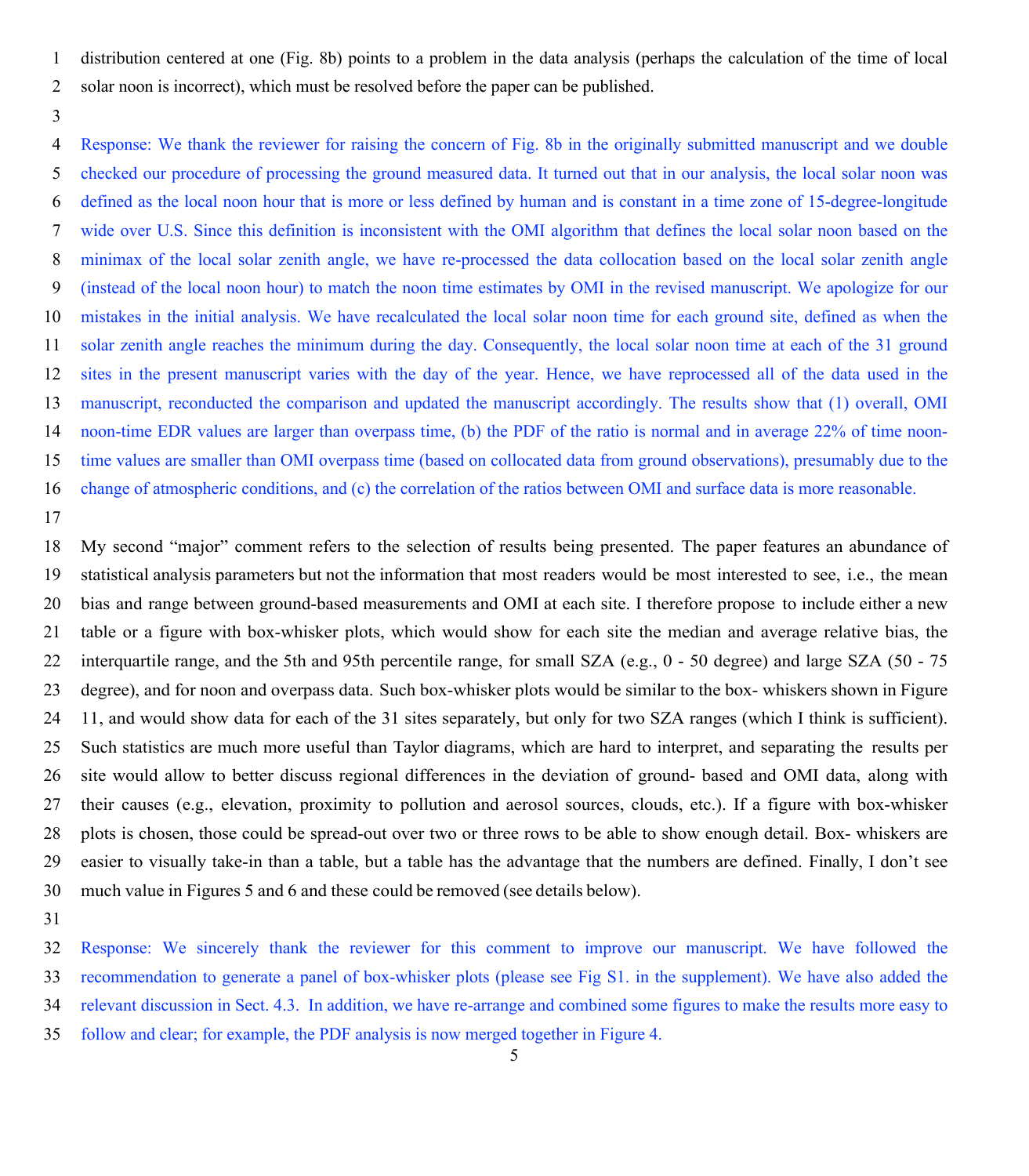distribution centered at one (Fig. 8b) points to a problem in the data analysis (perhaps the calculation of the time of local solar noon is incorrect), which must be resolved before the paper can be published.

Response: We thank the reviewer for raising the concern of Fig. 8b in the originally submitted manuscript and we double checked our procedure of processing the ground measured data. It turned out that in our analysis, the local solar noon was defined as the local noon hour that is more or less defined by human and is constant in a time zone of 15-degree-longitude wide over U.S. Since this definition is inconsistent with the OMI algorithm that defines the local solar noon based on the minimax of the local solar zenith angle, we have re-processed the data collocation based on the local solar zenith angle (instead of the local noon hour) to match the noon time estimates by OMI in the revised manuscript. We apologize for our mistakes in the initial analysis. We have recalculated the local solar noon time for each ground site, defined as when the solar zenith angle reaches the minimum during the day. Consequently, the local solar noon time at each of the 31 ground sites in the present manuscript varies with the day of the year. Hence, we have reprocessed all of the data used in the manuscript, reconducted the comparison and updated the manuscript accordingly. The results show that (1) overall, OMI noon-time EDR values are larger than overpass time, (b) the PDF of the ratio is normal and in average 22% of time noon-time values are smaller than OMI overpass time (based on collocated data from ground observations), presumably due to the change of atmospheric conditions, and (c) the correlation of the ratios between OMI and surface data is more reasonable.

My second "major" comment refers to the selection of results being presented. The paper features an abundance of statistical analysis parameters but not the information that most readers would be most interested to see, i.e., the mean bias and range between ground-based measurements and OMI at each site. I therefore propose to include either a new table or a figure with box-whisker plots, which would show for each site the median and average relative bias, the interquartile range, and the 5th and 95th percentile range, for small SZA (e.g., 0 - 50 degree) and large SZA (50 - 75 degree), and for noon and overpass data. Such box-whisker plots would be similar to the box- whiskers shown in Figure 11, and would show data for each of the 31 sites separately, but only for two SZA ranges (which I think is sufficient). Such statistics are much more useful than Taylor diagrams, which are hard to interpret, and separating the results per site would allow to better discuss regional differences in the deviation of ground- based and OMI data, along with their causes (e.g., elevation, proximity to pollution and aerosol sources, clouds, etc.). If a figure with box-whisker plots is chosen, those could be spread-out over two or three rows to be able to show enough detail. Box- whiskers are easier to visually take-in than a table, but a table has the advantage that the numbers are defined. Finally, I don't see much value in Figures 5 and 6 and these could be removed (see details below).

Response: We sincerely thank the reviewer for this comment to improve our manuscript. We have followed the recommendation to generate a panel of box-whisker plots (please see Fig S1. in the supplement). We have also added the relevant discussion in Sect. 4.3. In addition, we have re-arrange and combined some figures to make the results more easy to follow and clear; for example, the PDF analysis is now merged together in Figure 4.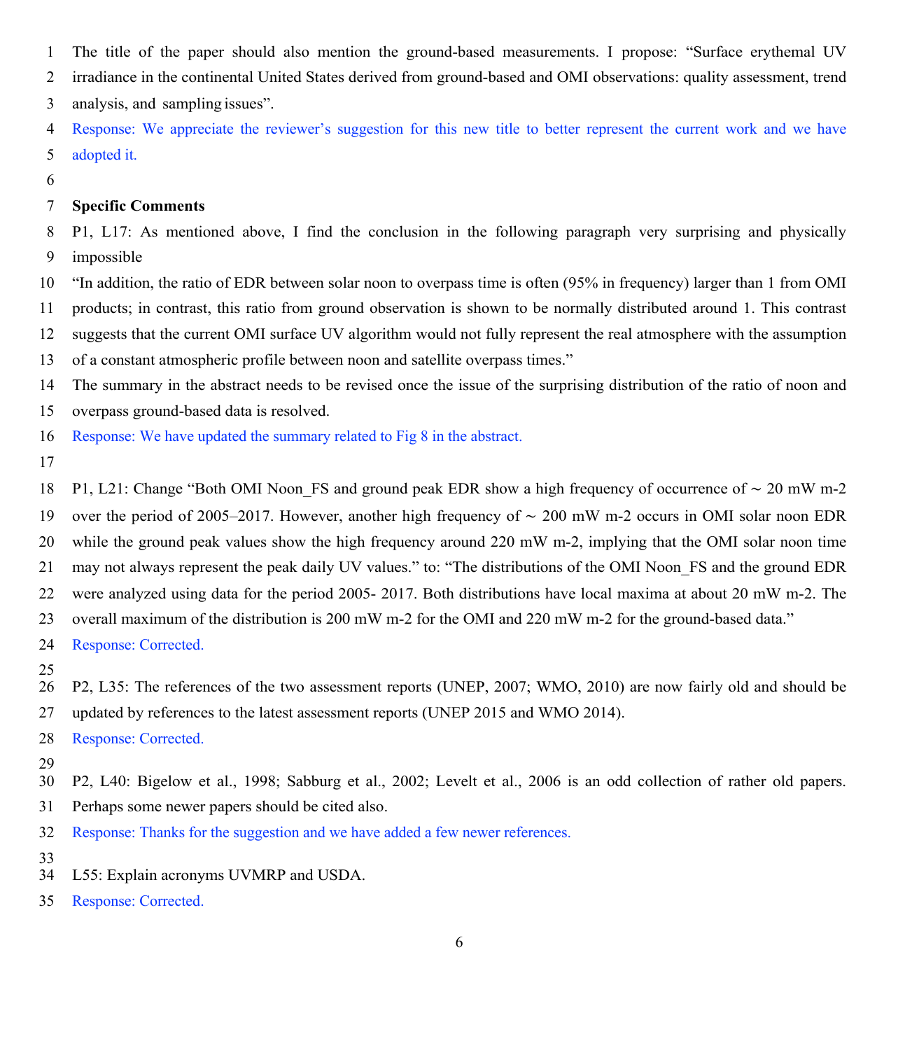The title of the paper should also mention the ground-based measurements. I propose: "Surface erythemal UV irradiance in the continental United States derived from ground-based and OMI observations: quality assessment, trend analysis, and sampling issues".

Response: We appreciate the reviewer's suggestion for this new title to better represent the current work and we have adopted it.

**Specific Comments**

P1, L17: As mentioned above, I find the conclusion in the following paragraph very surprising and physically impossible

"In addition, the ratio of EDR between solar noon to overpass time is often (95% in frequency) larger than 1 from OMI products; in contrast, this ratio from ground observation is shown to be normally distributed around 1. This contrast suggests that the current OMI surface UV algorithm would not fully represent the real atmosphere with the assumption of a constant atmospheric profile between noon and satellite overpass times."

The summary in the abstract needs to be revised once the issue of the surprising distribution of the ratio of noon and overpass ground-based data is resolved.

Response: We have updated the summary related to Fig 8 in the abstract.

P1, L21: Change "Both OMI Noon_FS and ground peak EDR show a high frequency of occurrence of ~ 20 mW m-2 over the period of 2005–2017. However, another high frequency of ~ 200 mW m-2 occurs in OMI solar noon EDR while the ground peak values show the high frequency around 220 mW m-2, implying that the OMI solar noon time may not always represent the peak daily UV values." to: "The distributions of the OMI Noon_FS and the ground EDR were analyzed using data for the period 2005- 2017. Both distributions have local maxima at about 20 mW m-2. The overall maximum of the distribution is 200 mW m-2 for the OMI and 220 mW m-2 for the ground-based data."

Response: Corrected.

P2, L35: The references of the two assessment reports (UNEP, 2007; WMO, 2010) are now fairly old and should be updated by references to the latest assessment reports (UNEP 2015 and WMO 2014).

Response: Corrected.

P2, L40: Bigelow et al., 1998; Sabburg et al., 2002; Levelt et al., 2006 is an odd collection of rather old papers. Perhaps some newer papers should be cited also.

Response: Thanks for the suggestion and we have added a few newer references.

L55: Explain acronyms UVMRP and USDA.

Response: Corrected.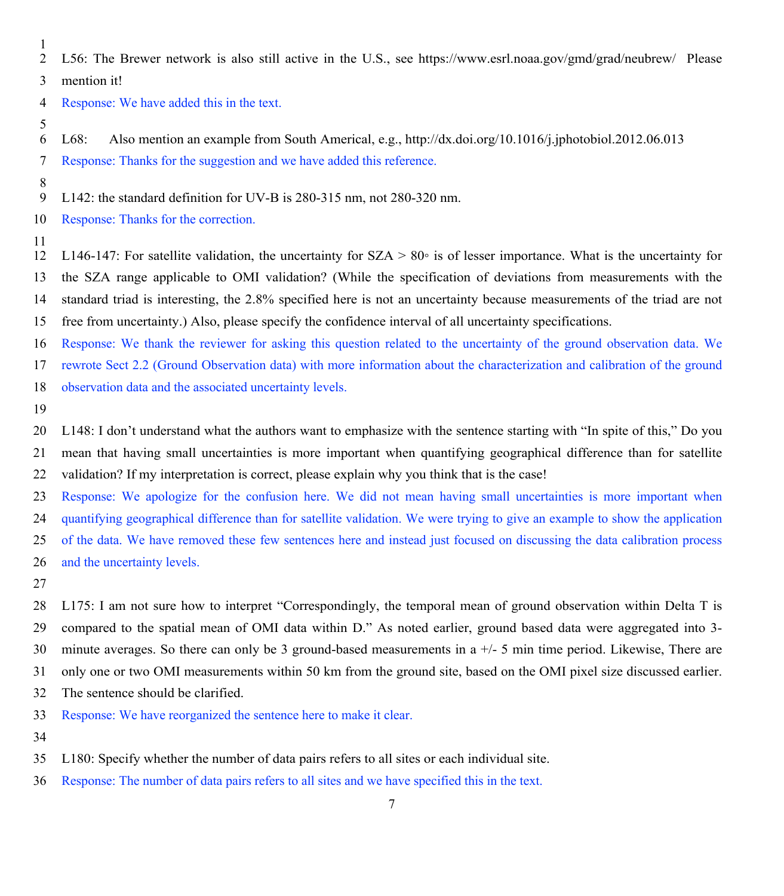L56: The Brewer network is also still active in the U.S., see https://www.esrl.noaa.gov/gmd/grad/neubrew/ Please mention it!

Response: We have added this in the text.

L68: Also mention an example from South Americal, e.g., http://dx.doi.org/10.1016/j.jphotobiol.2012.06.013

Response: Thanks for the suggestion and we have added this reference.

L142: the standard definition for UV-B is 280-315 nm, not 280-320 nm.

Response: Thanks for the correction.

L146-147: For satellite validation, the uncertainty for SZA > 80◦ is of lesser importance. What is the uncertainty for the SZA range applicable to OMI validation? (While the specification of deviations from measurements with the standard triad is interesting, the 2.8% specified here is not an uncertainty because measurements of the triad are not free from uncertainty.) Also, please specify the confidence interval of all uncertainty specifications.

Response: We thank the reviewer for asking this question related to the uncertainty of the ground observation data. We rewrote Sect 2.2 (Ground Observation data) with more information about the characterization and calibration of the ground observation data and the associated uncertainty levels.

L148: I don't understand what the authors want to emphasize with the sentence starting with "In spite of this," Do you mean that having small uncertainties is more important when quantifying geographical difference than for satellite validation? If my interpretation is correct, please explain why you think that is the case!

Response: We apologize for the confusion here. We did not mean having small uncertainties is more important when quantifying geographical difference than for satellite validation. We were trying to give an example to show the application of the data. We have removed these few sentences here and instead just focused on discussing the data calibration process and the uncertainty levels.

L175: I am not sure how to interpret "Correspondingly, the temporal mean of ground observation within Delta T is compared to the spatial mean of OMI data within D." As noted earlier, ground based data were aggregated into 3-minute averages. So there can only be 3 ground-based measurements in a +/- 5 min time period. Likewise, There are only one or two OMI measurements within 50 km from the ground site, based on the OMI pixel size discussed earlier. The sentence should be clarified.

Response: We have reorganized the sentence here to make it clear.

L180: Specify whether the number of data pairs refers to all sites or each individual site.

Response: The number of data pairs refers to all sites and we have specified this in the text.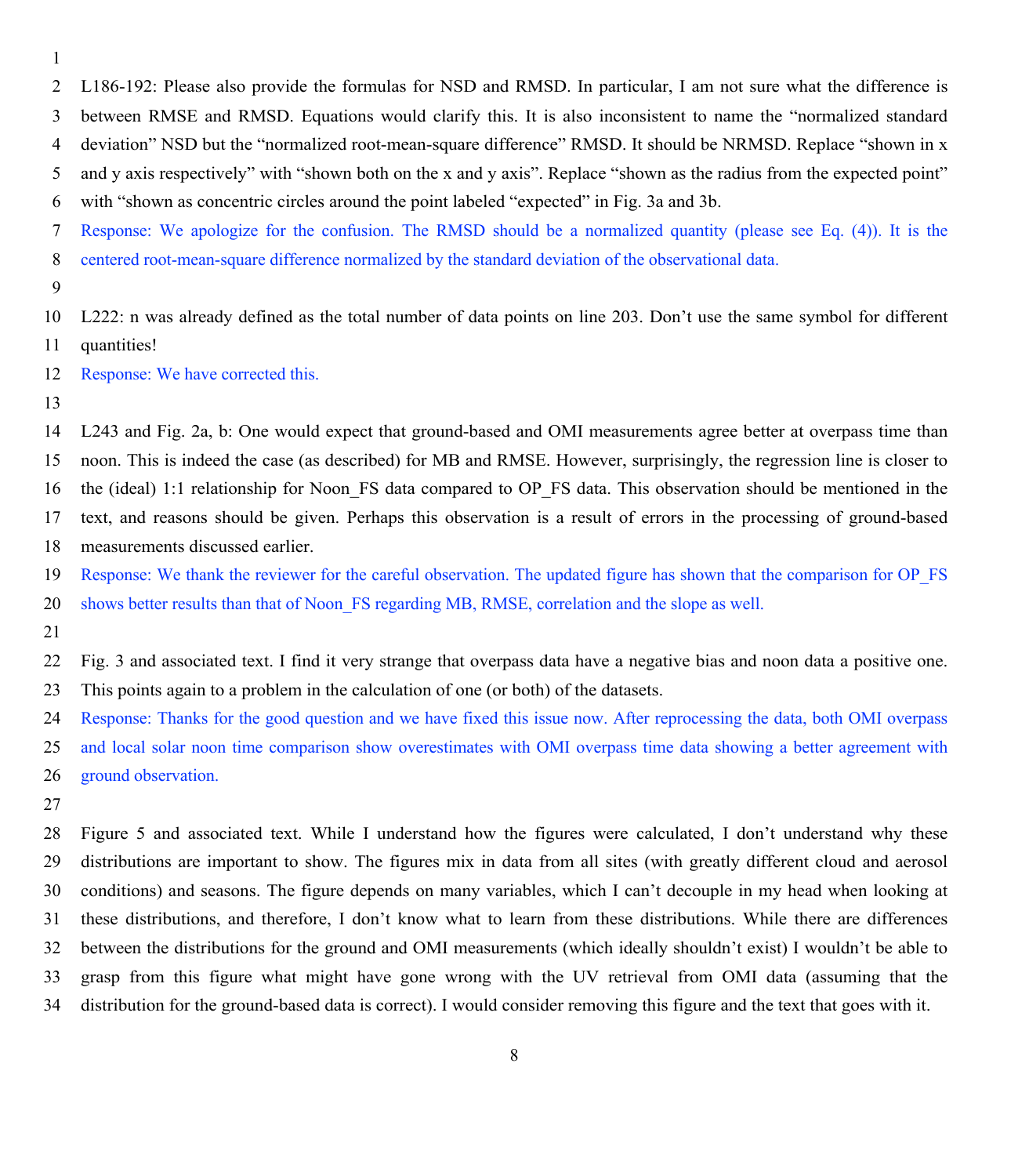L186-192: Please also provide the formulas for NSD and RMSD. In particular, I am not sure what the difference is between RMSE and RMSD. Equations would clarify this. It is also inconsistent to name the "normalized standard deviation" NSD but the "normalized root-mean-square difference" RMSD. It should be NRMSD. Replace "shown in x and y axis respectively" with "shown both on the x and y axis". Replace "shown as the radius from the expected point" with "shown as concentric circles around the point labeled "expected" in Fig. 3a and 3b.

Response: We apologize for the confusion. The RMSD should be a normalized quantity (please see Eq. (4)). It is the centered root-mean-square difference normalized by the standard deviation of the observational data.

L222: n was already defined as the total number of data points on line 203. Don't use the same symbol for different quantities!

Response: We have corrected this.

L243 and Fig. 2a, b: One would expect that ground-based and OMI measurements agree better at overpass time than noon. This is indeed the case (as described) for MB and RMSE. However, surprisingly, the regression line is closer to the (ideal) 1:1 relationship for Noon_FS data compared to OP_FS data. This observation should be mentioned in the text, and reasons should be given. Perhaps this observation is a result of errors in the processing of ground-based measurements discussed earlier.

Response: We thank the reviewer for the careful observation. The updated figure has shown that the comparison for OP_FS shows better results than that of Noon_FS regarding MB, RMSE, correlation and the slope as well.

Fig. 3 and associated text. I find it very strange that overpass data have a negative bias and noon data a positive one. This points again to a problem in the calculation of one (or both) of the datasets.

Response: Thanks for the good question and we have fixed this issue now. After reprocessing the data, both OMI overpass and local solar noon time comparison show overestimates with OMI overpass time data showing a better agreement with ground observation.

Figure 5 and associated text. While I understand how the figures were calculated, I don't understand why these distributions are important to show. The figures mix in data from all sites (with greatly different cloud and aerosol conditions) and seasons. The figure depends on many variables, which I can't decouple in my head when looking at these distributions, and therefore, I don't know what to learn from these distributions. While there are differences between the distributions for the ground and OMI measurements (which ideally shouldn't exist) I wouldn't be able to grasp from this figure what might have gone wrong with the UV retrieval from OMI data (assuming that the distribution for the ground-based data is correct). I would consider removing this figure and the text that goes with it.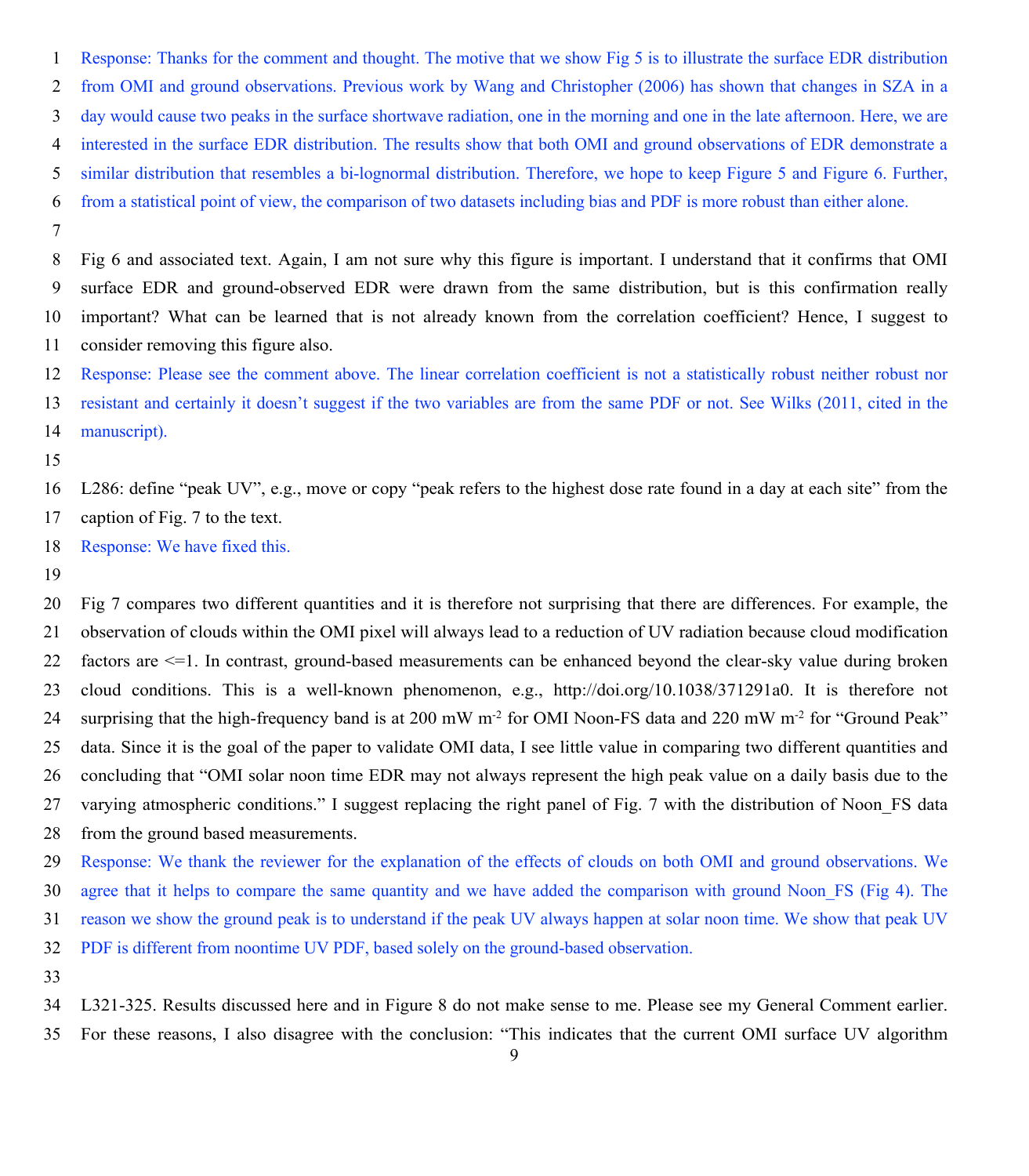Response: Thanks for the comment and thought. The motive that we show Fig 5 is to illustrate the surface EDR distribution from OMI and ground observations. Previous work by Wang and Christopher (2006) has shown that changes in SZA in a day would cause two peaks in the surface shortwave radiation, one in the morning and one in the late afternoon. Here, we are interested in the surface EDR distribution. The results show that both OMI and ground observations of EDR demonstrate a similar distribution that resembles a bi-lognormal distribution. Therefore, we hope to keep Figure 5 and Figure 6. Further, from a statistical point of view, the comparison of two datasets including bias and PDF is more robust than either alone.

Fig 6 and associated text. Again, I am not sure why this figure is important. I understand that it confirms that OMI surface EDR and ground-observed EDR were drawn from the same distribution, but is this confirmation really important? What can be learned that is not already known from the correlation coefficient? Hence, I suggest to consider removing this figure also.

Response: Please see the comment above. The linear correlation coefficient is not a statistically robust neither robust nor resistant and certainly it doesn't suggest if the two variables are from the same PDF or not. See Wilks (2011, cited in the manuscript).

L286: define "peak UV", e.g., move or copy "peak refers to the highest dose rate found in a day at each site" from the caption of Fig. 7 to the text.

Response: We have fixed this.

Fig 7 compares two different quantities and it is therefore not surprising that there are differences. For example, the observation of clouds within the OMI pixel will always lead to a reduction of UV radiation because cloud modification factors are <=1. In contrast, ground-based measurements can be enhanced beyond the clear-sky value during broken cloud conditions. This is a well-known phenomenon, e.g., http://doi.org/10.1038/371291a0. It is therefore not surprising that the high-frequency band is at 200 mW $m^{-2}$ for OMI Noon-FS data and 220 mW $m^{-2}$ for "Ground Peak" data. Since it is the goal of the paper to validate OMI data, I see little value in comparing two different quantities and concluding that "OMI solar noon time EDR may not always represent the high peak value on a daily basis due to the varying atmospheric conditions." I suggest replacing the right panel of Fig. 7 with the distribution of Noon_FS data from the ground based measurements.

Response: We thank the reviewer for the explanation of the effects of clouds on both OMI and ground observations. We agree that it helps to compare the same quantity and we have added the comparison with ground Noon_FS (Fig 4). The reason we show the ground peak is to understand if the peak UV always happen at solar noon time. We show that peak UV PDF is different from noontime UV PDF, based solely on the ground-based observation.

L321-325. Results discussed here and in Figure 8 do not make sense to me. Please see my General Comment earlier. For these reasons, I also disagree with the conclusion: "This indicates that the current OMI surface UV algorithm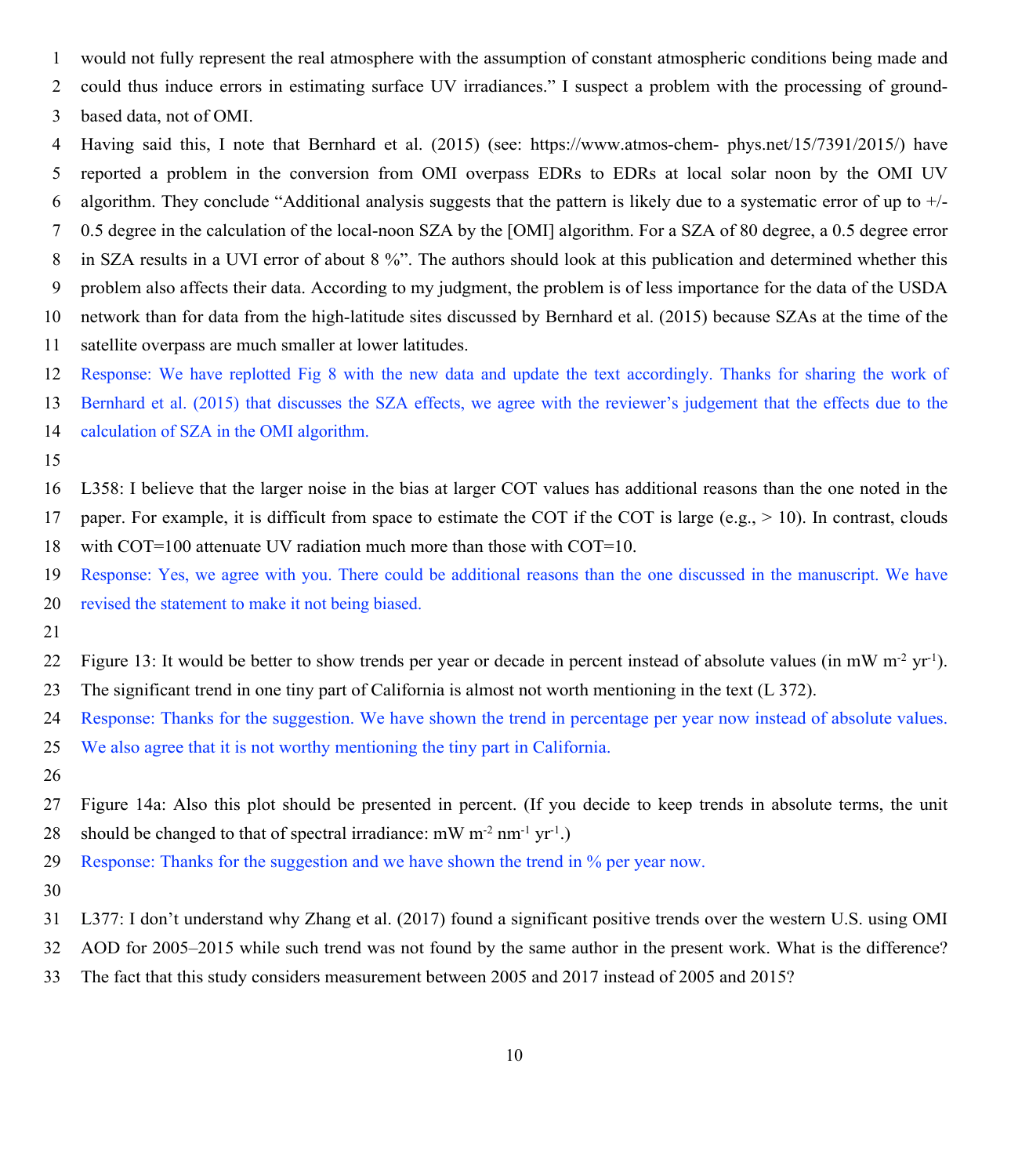would not fully represent the real atmosphere with the assumption of constant atmospheric conditions being made and could thus induce errors in estimating surface UV irradiances." I suspect a problem with the processing of ground-based data, not of OMI.

Having said this, I note that Bernhard et al. (2015) (see: https://www.atmos-chem- phys.net/15/7391/2015/) have reported a problem in the conversion from OMI overpass EDRs to EDRs at local solar noon by the OMI UV algorithm. They conclude "Additional analysis suggests that the pattern is likely due to a systematic error of up to +/- 0.5 degree in the calculation of the local-noon SZA by the [OMI] algorithm. For a SZA of 80 degree, a 0.5 degree error in SZA results in a UVI error of about 8 %". The authors should look at this publication and determined whether this problem also affects their data. According to my judgment, the problem is of less importance for the data of the USDA network than for data from the high-latitude sites discussed by Bernhard et al. (2015) because SZAs at the time of the satellite overpass are much smaller at lower latitudes.

Response: We have replotted Fig 8 with the new data and update the text accordingly. Thanks for sharing the work of Bernhard et al. (2015) that discusses the SZA effects, we agree with the reviewer's judgement that the effects due to the calculation of SZA in the OMI algorithm.

L358: I believe that the larger noise in the bias at larger COT values has additional reasons than the one noted in the paper. For example, it is difficult from space to estimate the COT if the COT is large (e.g., > 10). In contrast, clouds with COT=100 attenuate UV radiation much more than those with COT=10.

Response: Yes, we agree with you. There could be additional reasons than the one discussed in the manuscript. We have revised the statement to make it not being biased.

Figure 13: It would be better to show trends per year or decade in percent instead of absolute values (in mW m$^{-2}$ yr$^{-1}$). The significant trend in one tiny part of California is almost not worth mentioning in the text (L 372).

Response: Thanks for the suggestion. We have shown the trend in percentage per year now instead of absolute values. We also agree that it is not worthy mentioning the tiny part in California.

Figure 14a: Also this plot should be presented in percent. (If you decide to keep trends in absolute terms, the unit should be changed to that of spectral irradiance: mW m$^{-2}$ nm$^{-1}$ yr$^{-1}$.)

Response: Thanks for the suggestion and we have shown the trend in % per year now.

L377: I don't understand why Zhang et al. (2017) found a significant positive trends over the western U.S. using OMI AOD for 2005–2015 while such trend was not found by the same author in the present work. What is the difference? The fact that this study considers measurement between 2005 and 2017 instead of 2005 and 2015?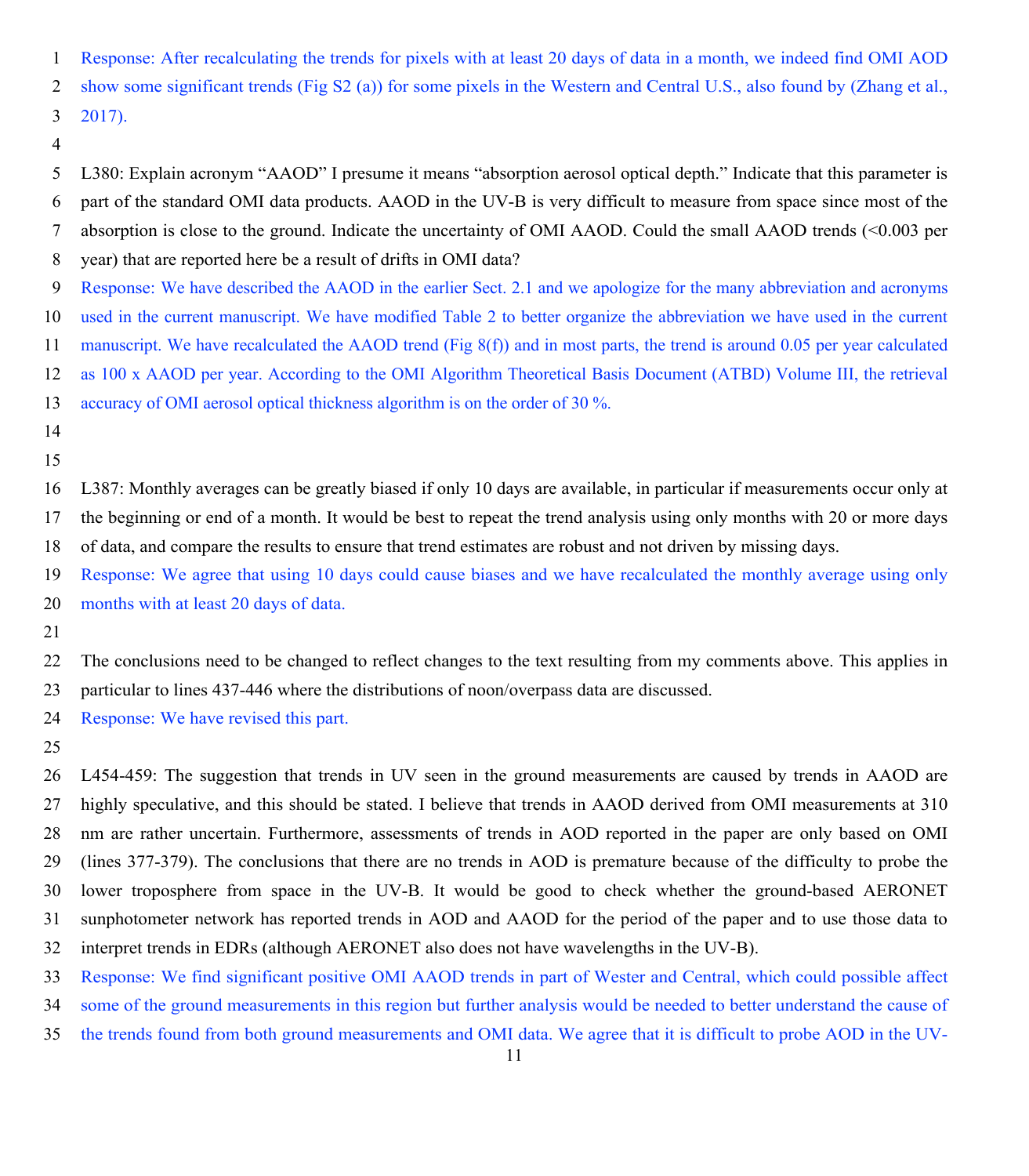Response: After recalculating the trends for pixels with at least 20 days of data in a month, we indeed find OMI AOD show some significant trends (Fig S2 (a)) for some pixels in the Western and Central U.S., also found by (Zhang et al., 2017).

L380: Explain acronym "AAOD" I presume it means "absorption aerosol optical depth." Indicate that this parameter is part of the standard OMI data products. AAOD in the UV-B is very difficult to measure from space since most of the absorption is close to the ground. Indicate the uncertainty of OMI AAOD. Could the small AAOD trends (<0.003 per year) that are reported here be a result of drifts in OMI data?

Response: We have described the AAOD in the earlier Sect. 2.1 and we apologize for the many abbreviation and acronyms used in the current manuscript. We have modified Table 2 to better organize the abbreviation we have used in the current manuscript. We have recalculated the AAOD trend (Fig 8(f)) and in most parts, the trend is around 0.05 per year calculated as 100 x AAOD per year. According to the OMI Algorithm Theoretical Basis Document (ATBD) Volume III, the retrieval accuracy of OMI aerosol optical thickness algorithm is on the order of 30 %.

L387: Monthly averages can be greatly biased if only 10 days are available, in particular if measurements occur only at the beginning or end of a month. It would be best to repeat the trend analysis using only months with 20 or more days of data, and compare the results to ensure that trend estimates are robust and not driven by missing days.

Response: We agree that using 10 days could cause biases and we have recalculated the monthly average using only months with at least 20 days of data.

The conclusions need to be changed to reflect changes to the text resulting from my comments above. This applies in particular to lines 437-446 where the distributions of noon/overpass data are discussed.

Response: We have revised this part.

L454-459: The suggestion that trends in UV seen in the ground measurements are caused by trends in AAOD are highly speculative, and this should be stated. I believe that trends in AAOD derived from OMI measurements at 310 nm are rather uncertain. Furthermore, assessments of trends in AOD reported in the paper are only based on OMI (lines 377-379). The conclusions that there are no trends in AOD is premature because of the difficulty to probe the lower troposphere from space in the UV-B. It would be good to check whether the ground-based AERONET sunphotometer network has reported trends in AOD and AAOD for the period of the paper and to use those data to interpret trends in EDRs (although AERONET also does not have wavelengths in the UV-B).

Response: We find significant positive OMI AAOD trends in part of Wester and Central, which could possible affect some of the ground measurements in this region but further analysis would be needed to better understand the cause of the trends found from both ground measurements and OMI data. We agree that it is difficult to probe AOD in the UV-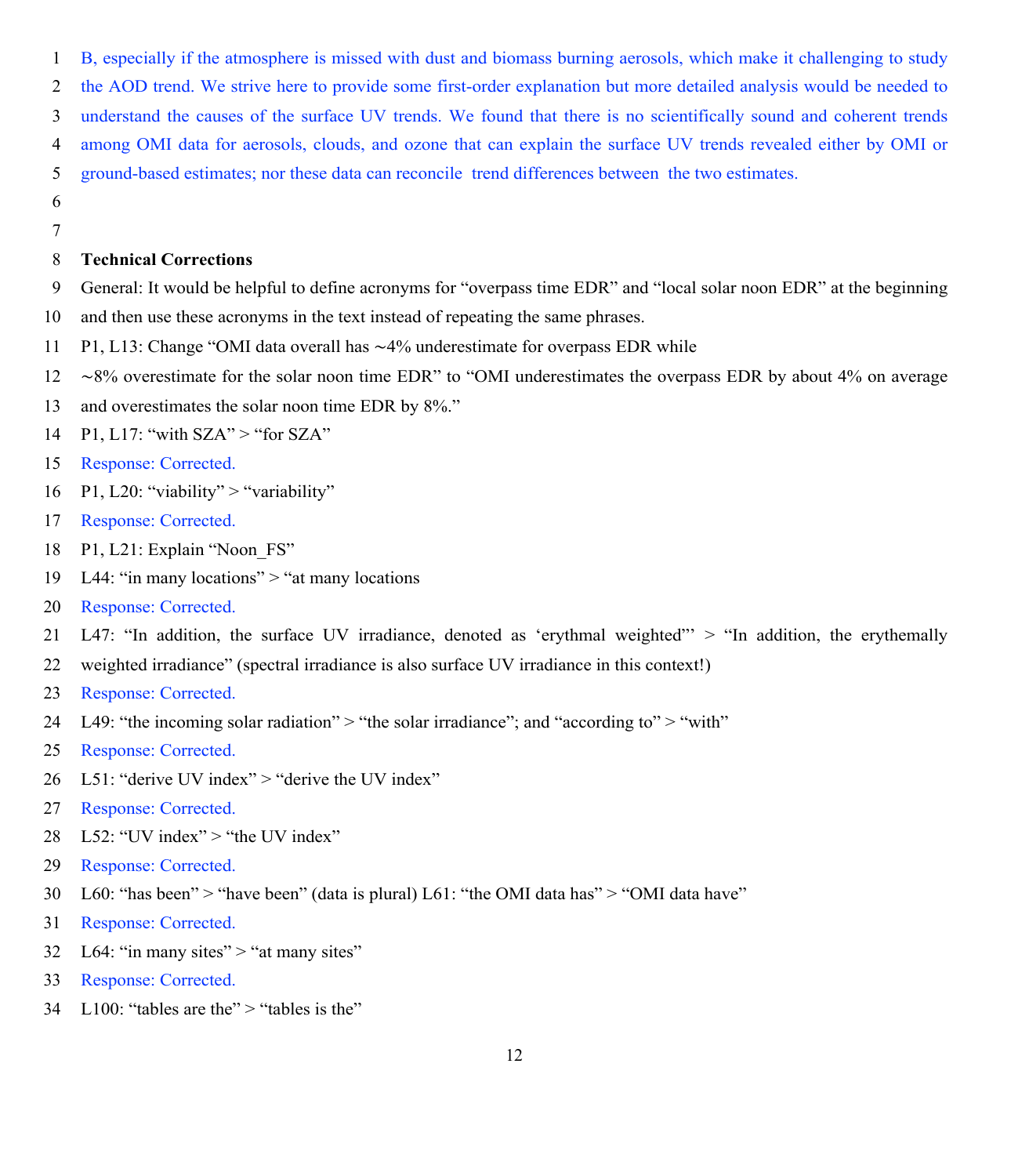B, especially if the atmosphere is missed with dust and biomass burning aerosols, which make it challenging to study the AOD trend. We strive here to provide some first-order explanation but more detailed analysis would be needed to understand the causes of the surface UV trends. We found that there is no scientifically sound and coherent trends among OMI data for aerosols, clouds, and ozone that can explain the surface UV trends revealed either by OMI or ground-based estimates; nor these data can reconcile trend differences between the two estimates.

**Technical Corrections**

General: It would be helpful to define acronyms for "overpass time EDR" and "local solar noon EDR" at the beginning and then use these acronyms in the text instead of repeating the same phrases.

P1, L13: Change "OMI data overall has ∼4% underestimate for overpass EDR while ∼8% overestimate for the solar noon time EDR" to "OMI underestimates the overpass EDR by about 4% on average and overestimates the solar noon time EDR by 8%."

P1, L17: "with SZA" > "for SZA"

Response: Corrected.

P1, L20: "viability" > "variability"

Response: Corrected.

P1, L21: Explain "Noon_FS"

L44: "in many locations" > "at many locations

Response: Corrected.

L47: "In addition, the surface UV irradiance, denoted as 'erythmal weighted"' > "In addition, the erythemally weighted irradiance" (spectral irradiance is also surface UV irradiance in this context!)

Response: Corrected.

L49: "the incoming solar radiation" > "the solar irradiance"; and "according to" > "with"

Response: Corrected.

L51: "derive UV index" > "derive the UV index"

Response: Corrected.

L52: "UV index" > "the UV index"

Response: Corrected.

L60: "has been" > "have been" (data is plural) L61: "the OMI data has" > "OMI data have"

Response: Corrected.

L64: "in many sites" > "at many sites"

Response: Corrected.

L100: "tables are the" > "tables is the"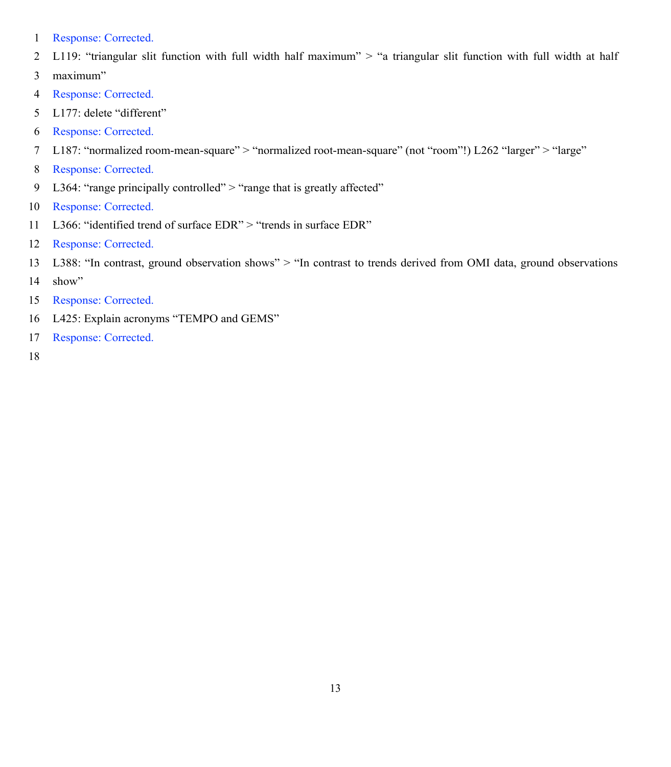Response: Corrected.

L119: “triangular slit function with full width half maximum” > “a triangular slit function with full width at half maximum”

Response: Corrected.

L177: delete “different”

Response: Corrected.

L187: “normalized room-mean-square” > “normalized root-mean-square” (not “room”!) L262 “larger” > “large”

Response: Corrected.

L364: “range principally controlled” > “range that is greatly affected”

Response: Corrected.

L366: “identified trend of surface EDR” > “trends in surface EDR”

Response: Corrected.

L388: “In contrast, ground observation shows” > “In contrast to trends derived from OMI data, ground observations show”

Response: Corrected.

L425: Explain acronyms “TEMPO and GEMS”

Response: Corrected.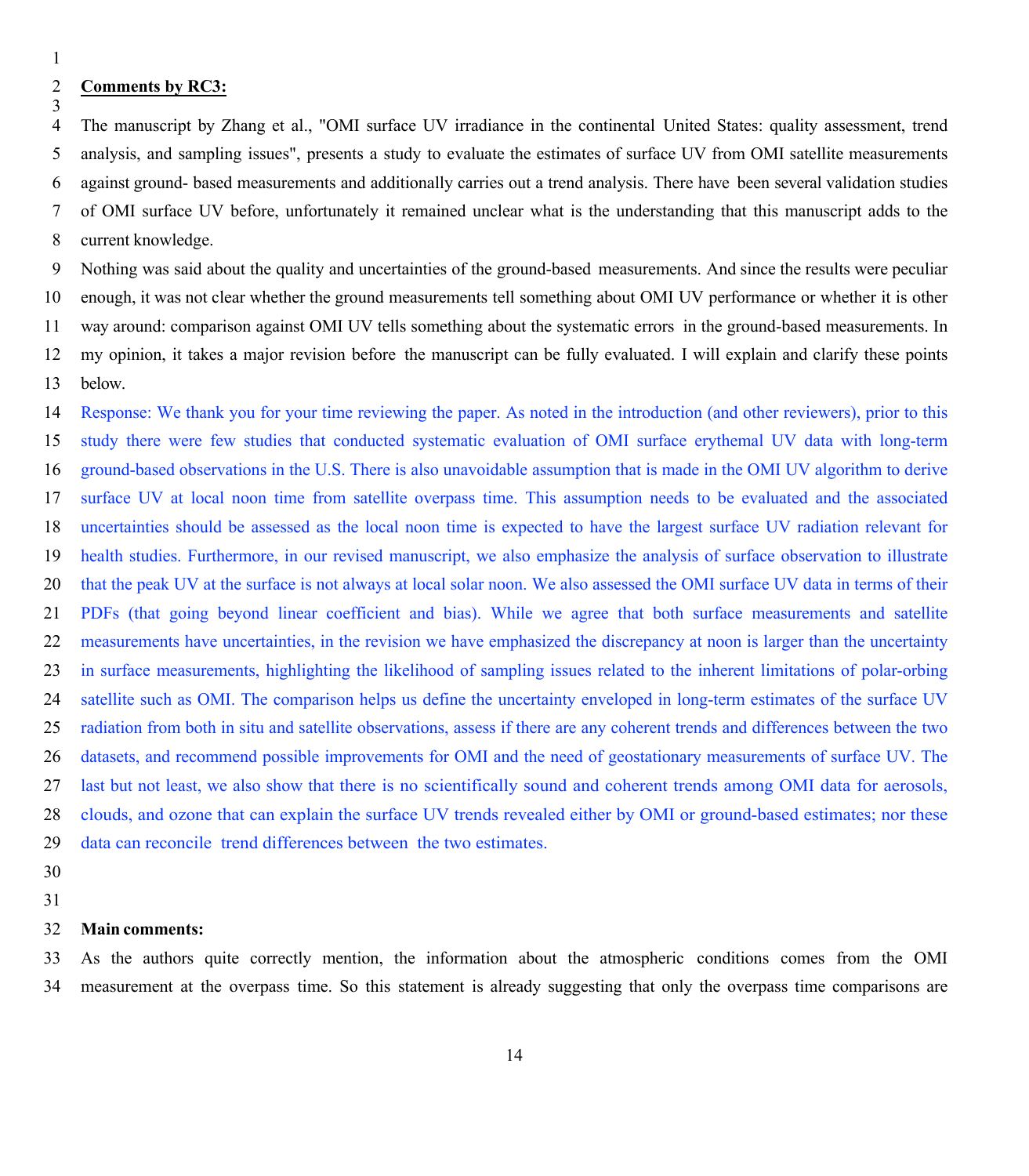**Comments by RC3:**

The manuscript by Zhang et al., "OMI surface UV irradiance in the continental United States: quality assessment, trend analysis, and sampling issues", presents a study to evaluate the estimates of surface UV from OMI satellite measurements against ground- based measurements and additionally carries out a trend analysis. There have been several validation studies of OMI surface UV before, unfortunately it remained unclear what is the understanding that this manuscript adds to the current knowledge.

Nothing was said about the quality and uncertainties of the ground-based measurements. And since the results were peculiar enough, it was not clear whether the ground measurements tell something about OMI UV performance or whether it is other way around: comparison against OMI UV tells something about the systematic errors in the ground-based measurements. In my opinion, it takes a major revision before the manuscript can be fully evaluated. I will explain and clarify these points below.

Response: We thank you for your time reviewing the paper. As noted in the introduction (and other reviewers), prior to this study there were few studies that conducted systematic evaluation of OMI surface erythemal UV data with long-term ground-based observations in the U.S. There is also unavoidable assumption that is made in the OMI UV algorithm to derive surface UV at local noon time from satellite overpass time. This assumption needs to be evaluated and the associated uncertainties should be assessed as the local noon time is expected to have the largest surface UV radiation relevant for health studies. Furthermore, in our revised manuscript, we also emphasize the analysis of surface observation to illustrate that the peak UV at the surface is not always at local solar noon. We also assessed the OMI surface UV data in terms of their PDFs (that going beyond linear coefficient and bias). While we agree that both surface measurements and satellite measurements have uncertainties, in the revision we have emphasized the discrepancy at noon is larger than the uncertainty in surface measurements, highlighting the likelihood of sampling issues related to the inherent limitations of polar-orbing satellite such as OMI. The comparison helps us define the uncertainty enveloped in long-term estimates of the surface UV radiation from both in situ and satellite observations, assess if there are any coherent trends and differences between the two datasets, and recommend possible improvements for OMI and the need of geostationary measurements of surface UV. The last but not least, we also show that there is no scientifically sound and coherent trends among OMI data for aerosols, clouds, and ozone that can explain the surface UV trends revealed either by OMI or ground-based estimates; nor these data can reconcile trend differences between the two estimates.

**Main comments:**

As the authors quite correctly mention, the information about the atmospheric conditions comes from the OMI measurement at the overpass time. So this statement is already suggesting that only the overpass time comparisons are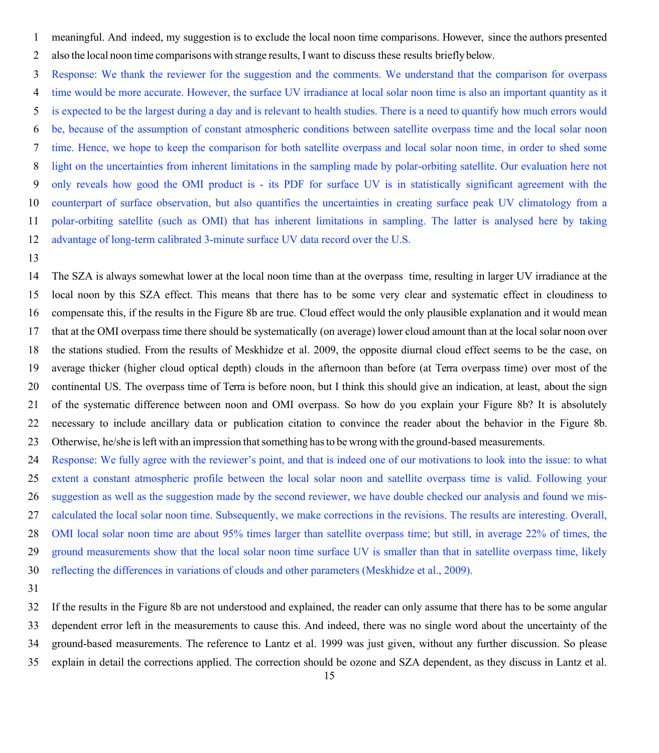meaningful. And indeed, my suggestion is to exclude the local noon time comparisons. However, since the authors presented also the local noon time comparisons with strange results, I want to discuss these results briefly below.

Response: We thank the reviewer for the suggestion and the comments. We understand that the comparison for overpass time would be more accurate. However, the surface UV irradiance at local solar noon time is also an important quantity as it is expected to be the largest during a day and is relevant to health studies. There is a need to quantify how much errors would be, because of the assumption of constant atmospheric conditions between satellite overpass time and the local solar noon time. Hence, we hope to keep the comparison for both satellite overpass and local solar noon time, in order to shed some light on the uncertainties from inherent limitations in the sampling made by polar-orbiting satellite. Our evaluation here not only reveals how good the OMI product is - its PDF for surface UV is in statistically significant agreement with the counterpart of surface observation, but also quantifies the uncertainties in creating surface peak UV climatology from a polar-orbiting satellite (such as OMI) that has inherent limitations in sampling. The latter is analysed here by taking advantage of long-term calibrated 3-minute surface UV data record over the U.S.

The SZA is always somewhat lower at the local noon time than at the overpass time, resulting in larger UV irradiance at the local noon by this SZA effect. This means that there has to be some very clear and systematic effect in cloudiness to compensate this, if the results in the Figure 8b are true. Cloud effect would the only plausible explanation and it would mean that at the OMI overpass time there should be systematically (on average) lower cloud amount than at the local solar noon over the stations studied. From the results of Meskhidze et al. 2009, the opposite diurnal cloud effect seems to be the case, on average thicker (higher cloud optical depth) clouds in the afternoon than before (at Terra overpass time) over most of the continental US. The overpass time of Terra is before noon, but I think this should give an indication, at least, about the sign of the systematic difference between noon and OMI overpass. So how do you explain your Figure 8b? It is absolutely necessary to include ancillary data or publication citation to convince the reader about the behavior in the Figure 8b. Otherwise, he/she is left with an impression that something has to be wrong with the ground-based measurements.

Response: We fully agree with the reviewer's point, and that is indeed one of our motivations to look into the issue: to what extent a constant atmospheric profile between the local solar noon and satellite overpass time is valid. Following your suggestion as well as the suggestion made by the second reviewer, we have double checked our analysis and found we mis-calculated the local solar noon time. Subsequently, we make corrections in the revisions. The results are interesting. Overall, OMI local solar noon time are about 95% times larger than satellite overpass time; but still, in average 22% of times, the ground measurements show that the local solar noon time surface UV is smaller than that in satellite overpass time, likely reflecting the differences in variations of clouds and other parameters (Meskhidze et al., 2009).

If the results in the Figure 8b are not understood and explained, the reader can only assume that there has to be some angular dependent error left in the measurements to cause this. And indeed, there was no single word about the uncertainty of the ground-based measurements. The reference to Lantz et al. 1999 was just given, without any further discussion. So please explain in detail the corrections applied. The correction should be ozone and SZA dependent, as they discuss in Lantz et al.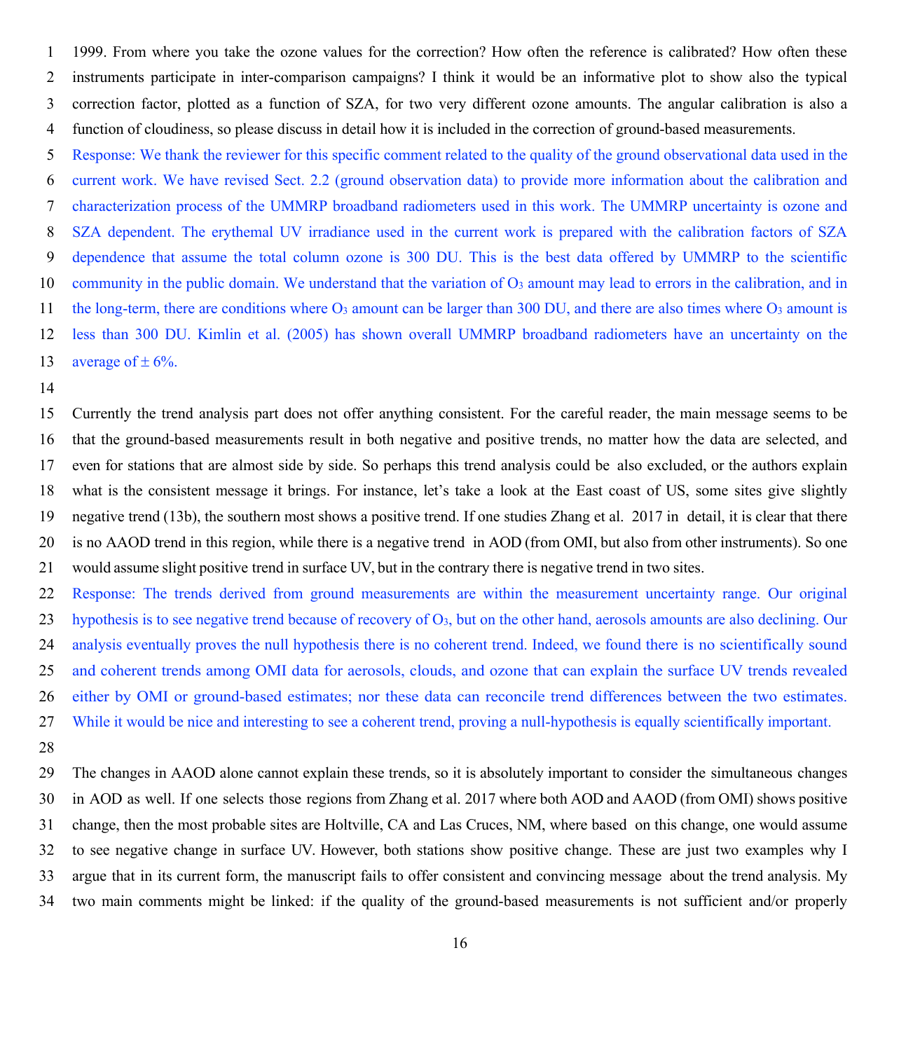1999. From where you take the ozone values for the correction? How often the reference is calibrated? How often these instruments participate in inter-comparison campaigns? I think it would be an informative plot to show also the typical correction factor, plotted as a function of SZA, for two very different ozone amounts. The angular calibration is also a function of cloudiness, so please discuss in detail how it is included in the correction of ground-based measurements.

Response: We thank the reviewer for this specific comment related to the quality of the ground observational data used in the current work. We have revised Sect. 2.2 (ground observation data) to provide more information about the calibration and characterization process of the UMMRP broadband radiometers used in this work. The UMMRP uncertainty is ozone and SZA dependent. The erythemal UV irradiance used in the current work is prepared with the calibration factors of SZA dependence that assume the total column ozone is 300 DU. This is the best data offered by UMMRP to the scientific community in the public domain. We understand that the variation of $O_3$ amount may lead to errors in the calibration, and in the long-term, there are conditions where $O_3$ amount can be larger than 300 DU, and there are also times where $O_3$ amount is less than 300 DU. Kimlin et al. (2005) has shown overall UMMRP broadband radiometers have an uncertainty on the average of ± 6%.

Currently the trend analysis part does not offer anything consistent. For the careful reader, the main message seems to be that the ground-based measurements result in both negative and positive trends, no matter how the data are selected, and even for stations that are almost side by side. So perhaps this trend analysis could be also excluded, or the authors explain what is the consistent message it brings. For instance, let's take a look at the East coast of US, some sites give slightly negative trend (13b), the southern most shows a positive trend. If one studies Zhang et al. 2017 in detail, it is clear that there is no AAOD trend in this region, while there is a negative trend in AOD (from OMI, but also from other instruments). So one would assume slight positive trend in surface UV, but in the contrary there is negative trend in two sites.

Response: The trends derived from ground measurements are within the measurement uncertainty range. Our original hypothesis is to see negative trend because of recovery of $O_3$, but on the other hand, aerosols amounts are also declining. Our analysis eventually proves the null hypothesis there is no coherent trend. Indeed, we found there is no scientifically sound and coherent trends among OMI data for aerosols, clouds, and ozone that can explain the surface UV trends revealed either by OMI or ground-based estimates; nor these data can reconcile trend differences between the two estimates. While it would be nice and interesting to see a coherent trend, proving a null-hypothesis is equally scientifically important.

The changes in AAOD alone cannot explain these trends, so it is absolutely important to consider the simultaneous changes in AOD as well. If one selects those regions from Zhang et al. 2017 where both AOD and AAOD (from OMI) shows positive change, then the most probable sites are Holtville, CA and Las Cruces, NM, where based on this change, one would assume to see negative change in surface UV. However, both stations show positive change. These are just two examples why I argue that in its current form, the manuscript fails to offer consistent and convincing message about the trend analysis. My two main comments might be linked: if the quality of the ground-based measurements is not sufficient and/or properly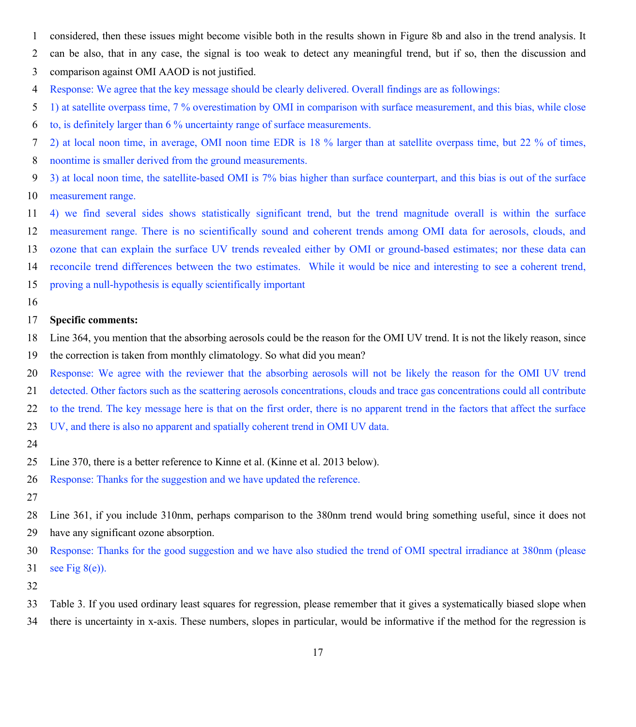considered, then these issues might become visible both in the results shown in Figure 8b and also in the trend analysis. It can be also, that in any case, the signal is too weak to detect any meaningful trend, but if so, then the discussion and comparison against OMI AAOD is not justified.

Response: We agree that the key message should be clearly delivered. Overall findings are as followings:

1) at satellite overpass time, 7 % overestimation by OMI in comparison with surface measurement, and this bias, while close to, is definitely larger than 6 % uncertainty range of surface measurements.

2) at local noon time, in average, OMI noon time EDR is 18 % larger than at satellite overpass time, but 22 % of times, noontime is smaller derived from the ground measurements.

3) at local noon time, the satellite-based OMI is 7% bias higher than surface counterpart, and this bias is out of the surface measurement range.

4) we find several sides shows statistically significant trend, but the trend magnitude overall is within the surface measurement range. There is no scientifically sound and coherent trends among OMI data for aerosols, clouds, and ozone that can explain the surface UV trends revealed either by OMI or ground-based estimates; nor these data can reconcile trend differences between the two estimates. While it would be nice and interesting to see a coherent trend, proving a null-hypothesis is equally scientifically important

**Specific comments:**

Line 364, you mention that the absorbing aerosols could be the reason for the OMI UV trend. It is not the likely reason, since the correction is taken from monthly climatology. So what did you mean?

Response: We agree with the reviewer that the absorbing aerosols will not be likely the reason for the OMI UV trend detected. Other factors such as the scattering aerosols concentrations, clouds and trace gas concentrations could all contribute to the trend. The key message here is that on the first order, there is no apparent trend in the factors that affect the surface UV, and there is also no apparent and spatially coherent trend in OMI UV data.

Line 370, there is a better reference to Kinne et al. (Kinne et al. 2013 below).

Response: Thanks for the suggestion and we have updated the reference.

Line 361, if you include 310nm, perhaps comparison to the 380nm trend would bring something useful, since it does not have any significant ozone absorption.

Response: Thanks for the good suggestion and we have also studied the trend of OMI spectral irradiance at 380nm (please see Fig 8(e)).

Table 3. If you used ordinary least squares for regression, please remember that it gives a systematically biased slope when there is uncertainty in x-axis. These numbers, slopes in particular, would be informative if the method for the regression is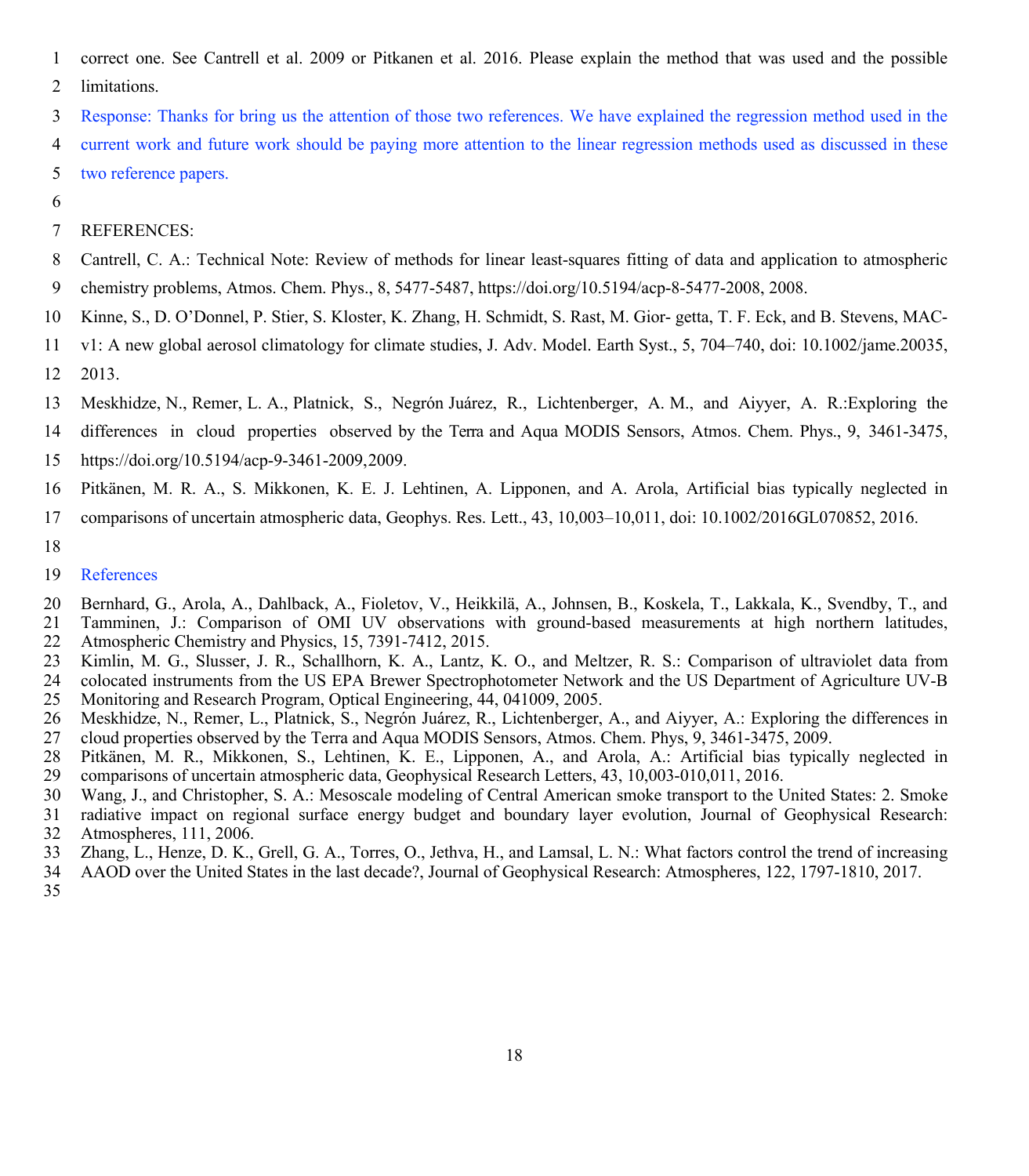correct one. See Cantrell et al. 2009 or Pitkanen et al. 2016. Please explain the method that was used and the possible limitations.

Response: Thanks for bring us the attention of those two references. We have explained the regression method used in the current work and future work should be paying more attention to the linear regression methods used as discussed in these two reference papers.

REFERENCES:

Cantrell, C. A.: Technical Note: Review of methods for linear least-squares fitting of data and application to atmospheric chemistry problems, Atmos. Chem. Phys., 8, 5477-5487, https://doi.org/10.5194/acp-8-5477-2008, 2008.

Kinne, S., D. O'Donnel, P. Stier, S. Kloster, K. Zhang, H. Schmidt, S. Rast, M. Gior- getta, T. F. Eck, and B. Stevens, MAC-v1: A new global aerosol climatology for climate studies, J. Adv. Model. Earth Syst., 5, 704–740, doi: 10.1002/jame.20035, 2013.

Meskhidze, N., Remer, L. A., Platnick, S., Negrón Juárez, R., Lichtenberger, A. M., and Aiyyer, A. R.:Exploring the differences in cloud properties observed by the Terra and Aqua MODIS Sensors, Atmos. Chem. Phys., 9, 3461-3475, https://doi.org/10.5194/acp-9-3461-2009,2009.

Pitkänen, M. R. A., S. Mikkonen, K. E. J. Lehtinen, A. Lipponen, and A. Arola, Artificial bias typically neglected in comparisons of uncertain atmospheric data, Geophys. Res. Lett., 43, 10,003–10,011, doi: 10.1002/2016GL070852, 2016.

## References

Bernhard, G., Arola, A., Dahlback, A., Fioletov, V., Heikkilä, A., Johnsen, B., Koskela, T., Lakkala, K., Svendby, T., and Tamminen, J.: Comparison of OMI UV observations with ground-based measurements at high northern latitudes, Atmospheric Chemistry and Physics, 15, 7391-7412, 2015.

Kimlin, M. G., Slusser, J. R., Schallhorn, K. A., Lantz, K. O., and Meltzer, R. S.: Comparison of ultraviolet data from colocated instruments from the US EPA Brewer Spectrophotometer Network and the US Department of Agriculture UV-B Monitoring and Research Program, Optical Engineering, 44, 041009, 2005.

Meskhidze, N., Remer, L., Platnick, S., Negrón Juárez, R., Lichtenberger, A., and Aiyyer, A.: Exploring the differences in cloud properties observed by the Terra and Aqua MODIS Sensors, Atmos. Chem. Phys, 9, 3461-3475, 2009.

Pitkänen, M. R., Mikkonen, S., Lehtinen, K. E., Lipponen, A., and Arola, A.: Artificial bias typically neglected in comparisons of uncertain atmospheric data, Geophysical Research Letters, 43, 10,003-010,011, 2016.

Wang, J., and Christopher, S. A.: Mesoscale modeling of Central American smoke transport to the United States: 2. Smoke radiative impact on regional surface energy budget and boundary layer evolution, Journal of Geophysical Research: Atmospheres, 111, 2006.

Zhang, L., Henze, D. K., Grell, G. A., Torres, O., Jethva, H., and Lamsal, L. N.: What factors control the trend of increasing AAOD over the United States in the last decade?, Journal of Geophysical Research: Atmospheres, 122, 1797-1810, 2017.